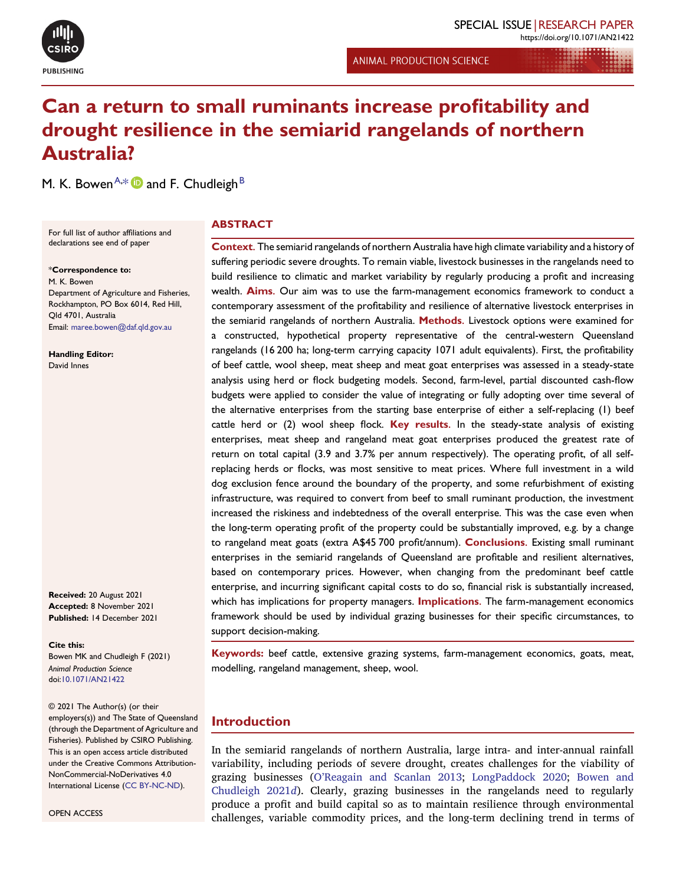SPECIAL ISSUE | RESEARCH PAPER

https://doi.org/10.1071/AN21422

ANIMAL PRODUCTION SCIENCE

# Can a return to small ruminants increase profitability and drought resilience in the semiarid rangelands of northern Australia?

M. K. Bowen[A,*] and F. Chudleigh[B]

For full list of author affiliations and declarations see end of paper

***Correspondence to:**
M. K. Bowen
Department of Agriculture and Fisheries, Rockhampton, PO Box 6014, Red Hill, Qld 4701, Australia
Email: maree.bowen@daf.qld.gov.au

**Handling Editor:**
David Innes

**Received:** 20 August 2021
**Accepted:** 8 November 2021
**Published:** 14 December 2021

**Cite this:**
Bowen MK and Chudleigh F (2021)
*Animal Production Science*
doi:10.1071/AN21422

© 2021 The Author(s) (or their employers(s)) and The State of Queensland (through the Department of Agriculture and Fisheries). Published by CSIRO Publishing. This is an open access article distributed under the Creative Commons Attribution-NonCommercial-NoDerivatives 4.0 International License (CC BY-NC-ND).

OPEN ACCESS

## ABSTRACT

**Context.** The semiarid rangelands of northern Australia have high climate variability and a history of suffering periodic severe droughts. To remain viable, livestock businesses in the rangelands need to build resilience to climatic and market variability by regularly producing a profit and increasing wealth. **Aims.** Our aim was to use the farm-management economics framework to conduct a contemporary assessment of the profitability and resilience of alternative livestock enterprises in the semiarid rangelands of northern Australia. **Methods.** Livestock options were examined for a constructed, hypothetical property representative of the central-western Queensland rangelands (16 200 ha; long-term carrying capacity 1071 adult equivalents). First, the profitability of beef cattle, wool sheep, meat sheep and meat goat enterprises was assessed in a steady-state analysis using herd or flock budgeting models. Second, farm-level, partial discounted cash-flow budgets were applied to consider the value of integrating or fully adopting over time several of the alternative enterprises from the starting base enterprise of either a self-replacing (1) beef cattle herd or (2) wool sheep flock. **Key results.** In the steady-state analysis of existing enterprises, meat sheep and rangeland meat goat enterprises produced the greatest rate of return on total capital (3.9 and 3.7% per annum respectively). The operating profit, of all self-replacing herds or flocks, was most sensitive to meat prices. Where full investment in a wild dog exclusion fence around the boundary of the property, and some refurbishment of existing infrastructure, was required to convert from beef to small ruminant production, the investment increased the riskiness and indebtedness of the overall enterprise. This was the case even when the long-term operating profit of the property could be substantially improved, e.g. by a change to rangeland meat goats (extra A$45 700 profit/annum). **Conclusions.** Existing small ruminant enterprises in the semiarid rangelands of Queensland are profitable and resilient alternatives, based on contemporary prices. However, when changing from the predominant beef cattle enterprise, and incurring significant capital costs to do so, financial risk is substantially increased, which has implications for property managers. **Implications.** The farm-management economics framework should be used by individual grazing businesses for their specific circumstances, to support decision-making.

**Keywords:** beef cattle, extensive grazing systems, farm-management economics, goats, meat, modelling, rangeland management, sheep, wool.

## Introduction

In the semiarid rangelands of northern Australia, large intra- and inter-annual rainfall variability, including periods of severe drought, creates challenges for the viability of grazing businesses (O'Reagain and Scanlan 2013; LongPaddock 2020; Bowen and Chudleigh 2021*d*). Clearly, grazing businesses in the rangelands need to regularly produce a profit and build capital so as to maintain resilience through environmental challenges, variable commodity prices, and the long-term declining trend in terms of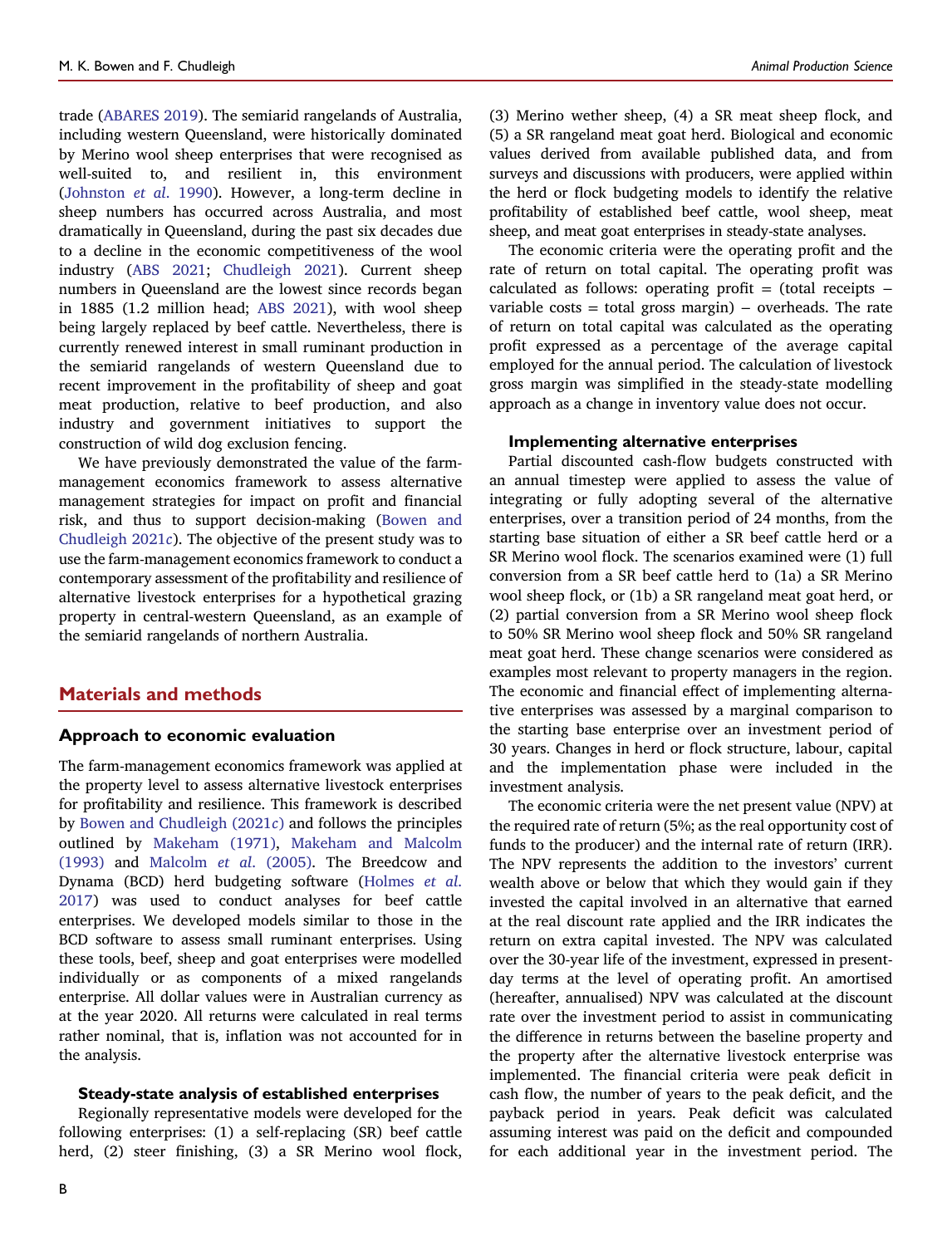trade (ABARES 2019). The semiarid rangelands of Australia, including western Queensland, were historically dominated by Merino wool sheep enterprises that were recognised as well-suited to, and resilient in, this environment (Johnston *et al*. 1990). However, a long-term decline in sheep numbers has occurred across Australia, and most dramatically in Queensland, during the past six decades due to a decline in the economic competitiveness of the wool industry (ABS 2021; Chudleigh 2021). Current sheep numbers in Queensland are the lowest since records began in 1885 (1.2 million head; ABS 2021), with wool sheep being largely replaced by beef cattle. Nevertheless, there is currently renewed interest in small ruminant production in the semiarid rangelands of western Queensland due to recent improvement in the profitability of sheep and goat meat production, relative to beef production, and also industry and government initiatives to support the construction of wild dog exclusion fencing.

We have previously demonstrated the value of the farm-management economics framework to assess alternative management strategies for impact on profit and financial risk, and thus to support decision-making (Bowen and Chudleigh 2021*c*). The objective of the present study was to use the farm-management economics framework to conduct a contemporary assessment of the profitability and resilience of alternative livestock enterprises for a hypothetical grazing property in central-western Queensland, as an example of the semiarid rangelands of northern Australia.

## Materials and methods

### Approach to economic evaluation

The farm-management economics framework was applied at the property level to assess alternative livestock enterprises for profitability and resilience. This framework is described by Bowen and Chudleigh (2021*c*) and follows the principles outlined by Makeham (1971), Makeham and Malcolm (1993) and Malcolm *et al*. (2005). The Breedcow and Dynama (BCD) herd budgeting software (Holmes *et al*. 2017) was used to conduct analyses for beef cattle enterprises. We developed models similar to those in the BCD software to assess small ruminant enterprises. Using these tools, beef, sheep and goat enterprises were modelled individually or as components of a mixed rangelands enterprise. All dollar values were in Australian currency as at the year 2020. All returns were calculated in real terms rather nominal, that is, inflation was not accounted for in the analysis.

#### Steady-state analysis of established enterprises

Regionally representative models were developed for the following enterprises: (1) a self-replacing (SR) beef cattle herd, (2) steer finishing, (3) a SR Merino wool flock, (3) Merino wether sheep, (4) a SR meat sheep flock, and (5) a SR rangeland meat goat herd. Biological and economic values derived from available published data, and from surveys and discussions with producers, were applied within the herd or flock budgeting models to identify the relative profitability of established beef cattle, wool sheep, meat sheep, and meat goat enterprises in steady-state analyses.

The economic criteria were the operating profit and the rate of return on total capital. The operating profit was calculated as follows: operating profit = (total receipts − variable costs = total gross margin) − overheads. The rate of return on total capital was calculated as the operating profit expressed as a percentage of the average capital employed for the annual period. The calculation of livestock gross margin was simplified in the steady-state modelling approach as a change in inventory value does not occur.

#### Implementing alternative enterprises

Partial discounted cash-flow budgets constructed with an annual timestep were applied to assess the value of integrating or fully adopting several of the alternative enterprises, over a transition period of 24 months, from the starting base situation of either a SR beef cattle herd or a SR Merino wool flock. The scenarios examined were (1) full conversion from a SR beef cattle herd to (1a) a SR Merino wool sheep flock, or (1b) a SR rangeland meat goat herd, or (2) partial conversion from a SR Merino wool sheep flock to 50% SR Merino wool sheep flock and 50% SR rangeland meat goat herd. These change scenarios were considered as examples most relevant to property managers in the region. The economic and financial effect of implementing alternative enterprises was assessed by a marginal comparison to the starting base enterprise over an investment period of 30 years. Changes in herd or flock structure, labour, capital and the implementation phase were included in the investment analysis.

The economic criteria were the net present value (NPV) at the required rate of return (5%; as the real opportunity cost of funds to the producer) and the internal rate of return (IRR). The NPV represents the addition to the investors' current wealth above or below that which they would gain if they invested the capital involved in an alternative that earned at the real discount rate applied and the IRR indicates the return on extra capital invested. The NPV was calculated over the 30-year life of the investment, expressed in present-day terms at the level of operating profit. An amortised (hereafter, annualised) NPV was calculated at the discount rate over the investment period to assist in communicating the difference in returns between the baseline property and the property after the alternative livestock enterprise was implemented. The financial criteria were peak deficit in cash flow, the number of years to the peak deficit, and the payback period in years. Peak deficit was calculated assuming interest was paid on the deficit and compounded for each additional year in the investment period. The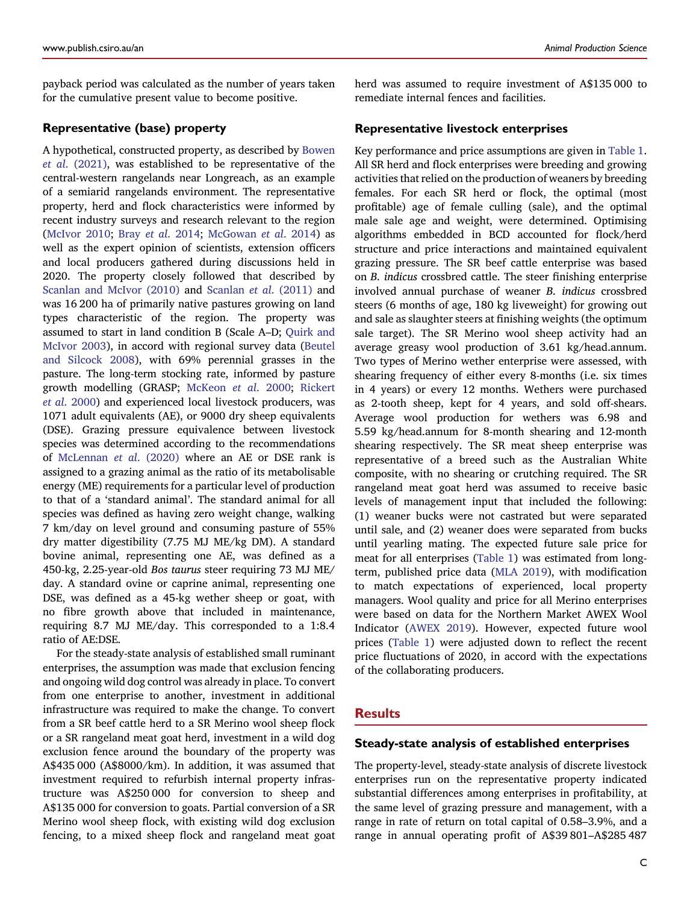payback period was calculated as the number of years taken for the cumulative present value to become positive.

### Representative (base) property

A hypothetical, constructed property, as described by Bowen *et al.* (2021), was established to be representative of the central-western rangelands near Longreach, as an example of a semiarid rangelands environment. The representative property, herd and flock characteristics were informed by recent industry surveys and research relevant to the region (McIvor 2010; Bray *et al.* 2014; McGowan *et al.* 2014) as well as the expert opinion of scientists, extension officers and local producers gathered during discussions held in 2020. The property closely followed that described by Scanlan and McIvor (2010) and Scanlan *et al.* (2011) and was 16 200 ha of primarily native pastures growing on land types characteristic of the region. The property was assumed to start in land condition B (Scale A–D; Quirk and McIvor 2003), in accord with regional survey data (Beutel and Silcock 2008), with 69% perennial grasses in the pasture. The long-term stocking rate, informed by pasture growth modelling (GRASP; McKeon *et al.* 2000; Rickert *et al.* 2000) and experienced local livestock producers, was 1071 adult equivalents (AE), or 9000 dry sheep equivalents (DSE). Grazing pressure equivalence between livestock species was determined according to the recommendations of McLennan *et al.* (2020) where an AE or DSE rank is assigned to a grazing animal as the ratio of its metabolisable energy (ME) requirements for a particular level of production to that of a 'standard animal'. The standard animal for all species was defined as having zero weight change, walking 7 km/day on level ground and consuming pasture of 55% dry matter digestibility (7.75 MJ ME/kg DM). A standard bovine animal, representing one AE, was defined as a 450-kg, 2.25-year-old *Bos taurus* steer requiring 73 MJ ME/day. A standard ovine or caprine animal, representing one DSE, was defined as a 45-kg wether sheep or goat, with no fibre growth above that included in maintenance, requiring 8.7 MJ ME/day. This corresponded to a 1:8.4 ratio of AE:DSE.

For the steady-state analysis of established small ruminant enterprises, the assumption was made that exclusion fencing and ongoing wild dog control was already in place. To convert from one enterprise to another, investment in additional infrastructure was required to make the change. To convert from a SR beef cattle herd to a SR Merino wool sheep flock or a SR rangeland meat goat herd, investment in a wild dog exclusion fence around the boundary of the property was A\$435 000 (A\$8000/km). In addition, it was assumed that investment required to refurbish internal property infrastructure was A\$250 000 for conversion to sheep and A\$135 000 for conversion to goats. Partial conversion of a SR Merino wool sheep flock, with existing wild dog exclusion fencing, to a mixed sheep flock and rangeland meat goat herd was assumed to require investment of A\$135 000 to remediate internal fences and facilities.

### Representative livestock enterprises

Key performance and price assumptions are given in Table 1. All SR herd and flock enterprises were breeding and growing activities that relied on the production of weaners by breeding females. For each SR herd or flock, the optimal (most profitable) age of female culling (sale), and the optimal male sale age and weight, were determined. Optimising algorithms embedded in BCD accounted for flock/herd structure and price interactions and maintained equivalent grazing pressure. The SR beef cattle enterprise was based on *B. indicus* crossbred cattle. The steer finishing enterprise involved annual purchase of weaner *B. indicus* crossbred steers (6 months of age, 180 kg liveweight) for growing out and sale as slaughter steers at finishing weights (the optimum sale target). The SR Merino wool sheep activity had an average greasy wool production of 3.61 kg/head.annum. Two types of Merino wether enterprise were assessed, with shearing frequency of either every 8-months (i.e. six times in 4 years) or every 12 months. Wethers were purchased as 2-tooth sheep, kept for 4 years, and sold off-shears. Average wool production for wethers was 6.98 and 5.59 kg/head.annum for 8-month shearing and 12-month shearing respectively. The SR meat sheep enterprise was representative of a breed such as the Australian White composite, with no shearing or crutching required. The SR rangeland meat goat herd was assumed to receive basic levels of management input that included the following: (1) weaner bucks were not castrated but were separated until sale, and (2) weaner does were separated from bucks until yearling mating. The expected future sale price for meat for all enterprises (Table 1) was estimated from long-term, published price data (MLA 2019), with modification to match expectations of experienced, local property managers. Wool quality and price for all Merino enterprises were based on data for the Northern Market AWEX Wool Indicator (AWEX 2019). However, expected future wool prices (Table 1) were adjusted down to reflect the recent price fluctuations of 2020, in accord with the expectations of the collaborating producers.

## Results

### Steady-state analysis of established enterprises

The property-level, steady-state analysis of discrete livestock enterprises run on the representative property indicated substantial differences among enterprises in profitability, at the same level of grazing pressure and management, with a range in rate of return on total capital of 0.58–3.9%, and a range in annual operating profit of A\$39 801–A\$285 487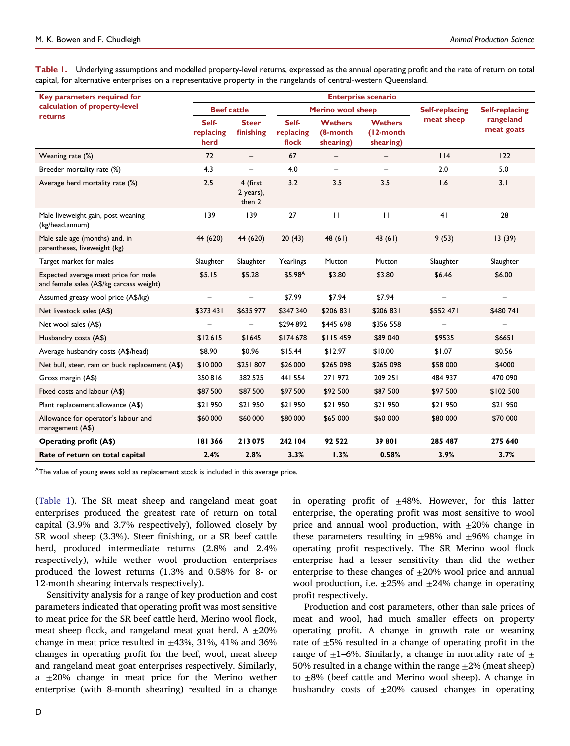**Table 1.** Underlying assumptions and modelled property-level returns, expressed as the annual operating profit and the rate of return on total capital, for alternative enterprises on a representative property in the rangelands of central-western Queensland.

| Key parameters required for calculation of property-level returns | Enterprise scenario | | | | | | |
|---|---|---|---|---|---|---|---|
| | Beef cattle | | Merino wool sheep | | | Self-replacing meat sheep | Self-replacing rangeland meat goats |
| | Self-replacing herd | Steer finishing | Self-replacing flock | Wethers (8-month shearing) | Wethers (12-month shearing) | | |
| Weaning rate (%) | 72 | – | 67 | – | – | 114 | 122 |
| Breeder mortality rate (%) | 4.3 | – | 4.0 | – | – | 2.0 | 5.0 |
| Average herd mortality rate (%) | 2.5 | 4 (first 2 years), then 2 | 3.2 | 3.5 | 3.5 | 1.6 | 3.1 |
| Male liveweight gain, post weaning (kg/head.annum) | 139 | 139 | 27 | 11 | 11 | 41 | 28 |
| Male sale age (months) and, in parentheses, liveweight (kg) | 44 (620) | 44 (620) | 20 (43) | 48 (61) | 48 (61) | 9 (53) | 13 (39) |
| Target market for males | Slaughter | Slaughter | Yearlings | Mutton | Mutton | Slaughter | Slaughter |
| Expected average meat price for male and female sales (A$/kg carcass weight) | $5.15 | $5.28 | $5.98[A] | $3.80 | $3.80 | $6.46 | $6.00 |
| Assumed greasy wool price (A$/kg) | – | – | $7.99 | $7.94 | $7.94 | – | – |
| Net livestock sales (A$) | $373 431 | $635 977 | $347 340 | $206 831 | $206 831 | $552 471 | $480 741 |
| Net wool sales (A$) | – | – | $294 892 | $445 698 | $356 558 | – | – |
| Husbandry costs (A$) | $12 615 | $1645 | $174 678 | $115 459 | $89 040 | $9535 | $6651 |
| Average husbandry costs (A$/head) | $8.90 | $0.96 | $15.44 | $12.97 | $10.00 | $1.07 | $0.56 |
| Net bull, steer, ram or buck replacement (A$) | $10 000 | $251 807 | $26 000 | $265 098 | $265 098 | $58 000 | $4000 |
| Gross margin (A$) | 350 816 | 382 525 | 441 554 | 271 972 | 209 251 | 484 937 | 470 090 |
| Fixed costs and labour (A$) | $87 500 | $87 500 | $97 500 | $92 500 | $87 500 | $97 500 | $102 500 |
| Plant replacement allowance (A$) | $21 950 | $21 950 | $21 950 | $21 950 | $21 950 | $21 950 | $21 950 |
| Allowance for operator's labour and management (A$) | $60 000 | $60 000 | $80 000 | $65 000 | $60 000 | $80 000 | $70 000 |
| **Operating profit (A$)** | **181 366** | **213 075** | **242 104** | **92 522** | **39 801** | **285 487** | **275 640** |
| **Rate of return on total capital** | **2.4%** | **2.8%** | **3.3%** | **1.3%** | **0.58%** | **3.9%** | **3.7%** |

[A]The value of young ewes sold as replacement stock is included in this average price.

(Table 1). The SR meat sheep and rangeland meat goat enterprises produced the greatest rate of return on total capital (3.9% and 3.7% respectively), followed closely by SR wool sheep (3.3%). Steer finishing, or a SR beef cattle herd, produced intermediate returns (2.8% and 2.4% respectively), while wether wool production enterprises produced the lowest returns (1.3% and 0.58% for 8- or 12-month shearing intervals respectively).

Sensitivity analysis for a range of key production and cost parameters indicated that operating profit was most sensitive to meat price for the SR beef cattle herd, Merino wool flock, meat sheep flock, and rangeland meat goat herd. A ±20% change in meat price resulted in ±43%, 31%, 41% and 36% changes in operating profit for the beef, wool, meat sheep and rangeland meat goat enterprises respectively. Similarly, a ±20% change in meat price for the Merino wether enterprise (with 8-month shearing) resulted in a change in operating profit of ±48%. However, for this latter enterprise, the operating profit was most sensitive to wool price and annual wool production, with ±20% change in these parameters resulting in ±98% and ±96% change in operating profit respectively. The SR Merino wool flock enterprise had a lesser sensitivity than did the wether enterprise to these changes of ±20% wool price and annual wool production, i.e. ±25% and ±24% change in operating profit respectively.

Production and cost parameters, other than sale prices of meat and wool, had much smaller effects on property operating profit. A change in growth rate or weaning rate of ±5% resulted in a change of operating profit in the range of ±1–6%. Similarly, a change in mortality rate of ± 50% resulted in a change within the range ±2% (meat sheep) to ±8% (beef cattle and Merino wool sheep). A change in husbandry costs of ±20% caused changes in operating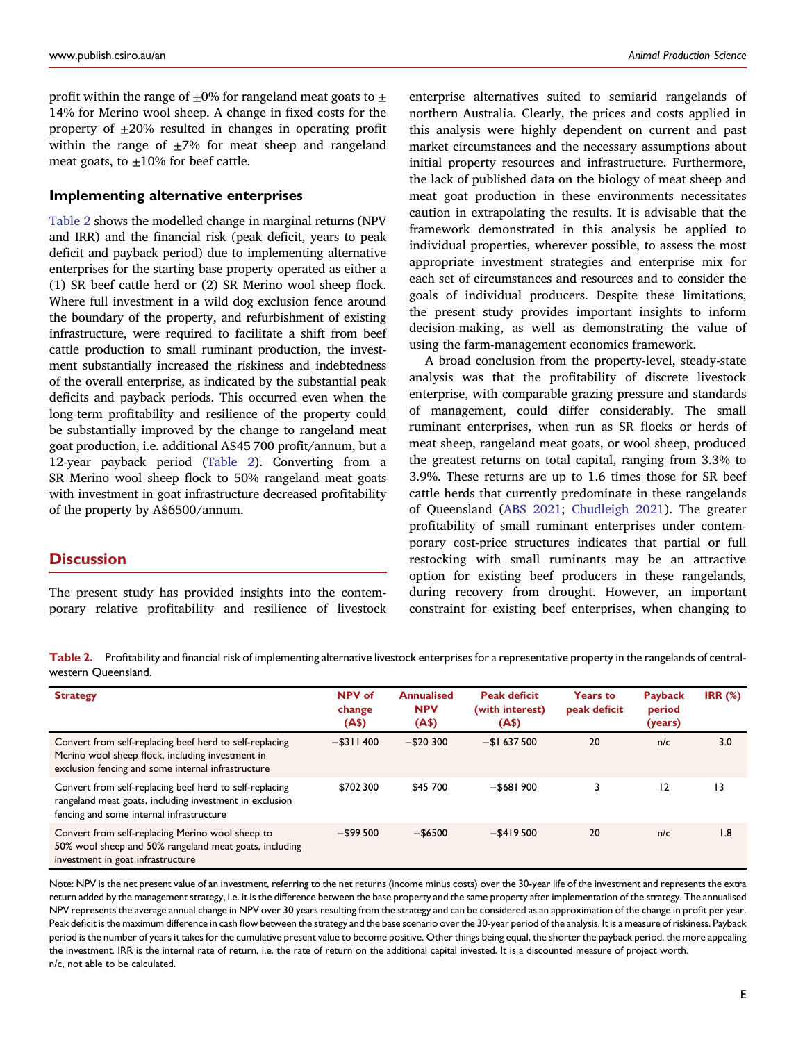profit within the range of ±0% for rangeland meat goats to ± 14% for Merino wool sheep. A change in fixed costs for the property of ±20% resulted in changes in operating profit within the range of ±7% for meat sheep and rangeland meat goats, to ±10% for beef cattle.

### Implementing alternative enterprises

Table 2 shows the modelled change in marginal returns (NPV and IRR) and the financial risk (peak deficit, years to peak deficit and payback period) due to implementing alternative enterprises for the starting base property operated as either a (1) SR beef cattle herd or (2) SR Merino wool sheep flock. Where full investment in a wild dog exclusion fence around the boundary of the property, and refurbishment of existing infrastructure, were required to facilitate a shift from beef cattle production to small ruminant production, the investment substantially increased the riskiness and indebtedness of the overall enterprise, as indicated by the substantial peak deficits and payback periods. This occurred even when the long-term profitability and resilience of the property could be substantially improved by the change to rangeland meat goat production, i.e. additional A$45 700 profit/annum, but a 12-year payback period (Table 2). Converting from a SR Merino wool sheep flock to 50% rangeland meat goats with investment in goat infrastructure decreased profitability of the property by A$6500/annum.

## Discussion

The present study has provided insights into the contemporary relative profitability and resilience of livestock enterprise alternatives suited to semiarid rangelands of northern Australia. Clearly, the prices and costs applied in this analysis were highly dependent on current and past market circumstances and the necessary assumptions about initial property resources and infrastructure. Furthermore, the lack of published data on the biology of meat sheep and meat goat production in these environments necessitates caution in extrapolating the results. It is advisable that the framework demonstrated in this analysis be applied to individual properties, wherever possible, to assess the most appropriate investment strategies and enterprise mix for each set of circumstances and resources and to consider the goals of individual producers. Despite these limitations, the present study provides important insights to inform decision-making, as well as demonstrating the value of using the farm-management economics framework.

A broad conclusion from the property-level, steady-state analysis was that the profitability of discrete livestock enterprise, with comparable grazing pressure and standards of management, could differ considerably. The small ruminant enterprises, when run as SR flocks or herds of meat sheep, rangeland meat goats, or wool sheep, produced the greatest returns on total capital, ranging from 3.3% to 3.9%. These returns are up to 1.6 times those for SR beef cattle herds that currently predominate in these rangelands of Queensland (ABS 2021; Chudleigh 2021). The greater profitability of small ruminant enterprises under contemporary cost-price structures indicates that partial or full restocking with small ruminants may be an attractive option for existing beef producers in these rangelands, during recovery from drought. However, an important constraint for existing beef enterprises, when changing to

**Table 2.** Profitability and financial risk of implementing alternative livestock enterprises for a representative property in the rangelands of central-western Queensland.

| Strategy | NPV of change (A$) | Annualised NPV (A$) | Peak deficit (with interest) (A$) | Years to peak deficit | Payback period (years) | IRR (%) |
|---|---|---|---|---|---|---|
| Convert from self-replacing beef herd to self-replacing Merino wool sheep flock, including investment in exclusion fencing and some internal infrastructure | −$311 400 | −$20 300 | −$1 637 500 | 20 | n/c | 3.0 |
| Convert from self-replacing beef herd to self-replacing rangeland meat goats, including investment in exclusion fencing and some internal infrastructure | $702 300 | $45 700 | −$681 900 | 3 | 12 | 13 |
| Convert from self-replacing Merino wool sheep to 50% wool sheep and 50% rangeland meat goats, including investment in goat infrastructure | −$99 500 | −$6500 | −$419 500 | 20 | n/c | 1.8 |

Note: NPV is the net present value of an investment, referring to the net returns (income minus costs) over the 30-year life of the investment and represents the extra return added by the management strategy, i.e. it is the difference between the base property and the same property after implementation of the strategy. The annualised NPV represents the average annual change in NPV over 30 years resulting from the strategy and can be considered as an approximation of the change in profit per year. Peak deficit is the maximum difference in cash flow between the strategy and the base scenario over the 30-year period of the analysis. It is a measure of riskiness. Payback period is the number of years it takes for the cumulative present value to become positive. Other things being equal, the shorter the payback period, the more appealing the investment. IRR is the internal rate of return, i.e. the rate of return on the additional capital invested. It is a discounted measure of project worth.
n/c, not able to be calculated.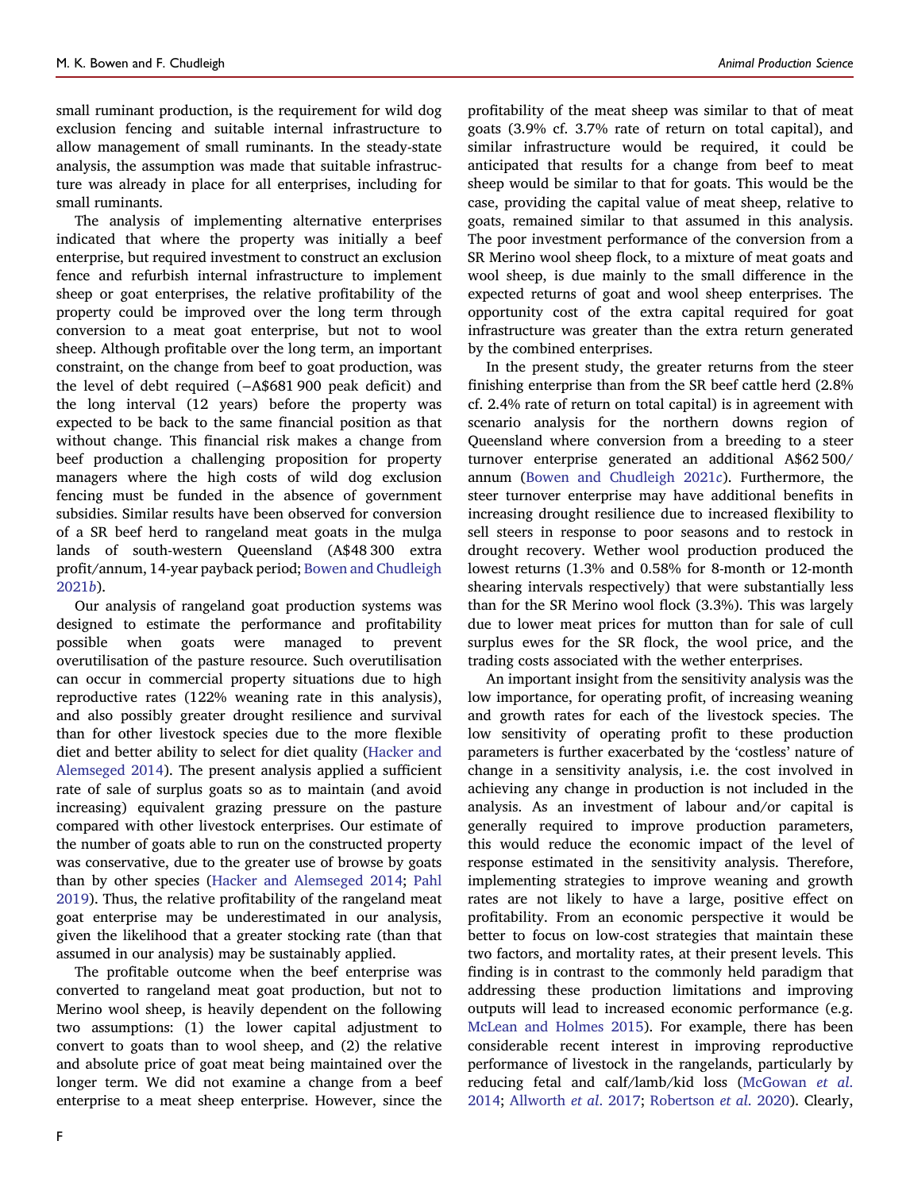small ruminant production, is the requirement for wild dog exclusion fencing and suitable internal infrastructure to allow management of small ruminants. In the steady-state analysis, the assumption was made that suitable infrastructure was already in place for all enterprises, including for small ruminants.

The analysis of implementing alternative enterprises indicated that where the property was initially a beef enterprise, but required investment to construct an exclusion fence and refurbish internal infrastructure to implement sheep or goat enterprises, the relative profitability of the property could be improved over the long term through conversion to a meat goat enterprise, but not to wool sheep. Although profitable over the long term, an important constraint, on the change from beef to goat production, was the level of debt required (−A$681 900 peak deficit) and the long interval (12 years) before the property was expected to be back to the same financial position as that without change. This financial risk makes a change from beef production a challenging proposition for property managers where the high costs of wild dog exclusion fencing must be funded in the absence of government subsidies. Similar results have been observed for conversion of a SR beef herd to rangeland meat goats in the mulga lands of south-western Queensland (A$48 300 extra profit/annum, 14-year payback period; Bowen and Chudleigh 2021*b*).

Our analysis of rangeland goat production systems was designed to estimate the performance and profitability possible when goats were managed to prevent overutilisation of the pasture resource. Such overutilisation can occur in commercial property situations due to high reproductive rates (122% weaning rate in this analysis), and also possibly greater drought resilience and survival than for other livestock species due to the more flexible diet and better ability to select for diet quality (Hacker and Alemseged 2014). The present analysis applied a sufficient rate of sale of surplus goats so as to maintain (and avoid increasing) equivalent grazing pressure on the pasture compared with other livestock enterprises. Our estimate of the number of goats able to run on the constructed property was conservative, due to the greater use of browse by goats than by other species (Hacker and Alemseged 2014; Pahl 2019). Thus, the relative profitability of the rangeland meat goat enterprise may be underestimated in our analysis, given the likelihood that a greater stocking rate (than that assumed in our analysis) may be sustainably applied.

The profitable outcome when the beef enterprise was converted to rangeland meat goat production, but not to Merino wool sheep, is heavily dependent on the following two assumptions: (1) the lower capital adjustment to convert to goats than to wool sheep, and (2) the relative and absolute price of goat meat being maintained over the longer term. We did not examine a change from a beef enterprise to a meat sheep enterprise. However, since the profitability of the meat sheep was similar to that of meat goats (3.9% cf. 3.7% rate of return on total capital), and similar infrastructure would be required, it could be anticipated that results for a change from beef to meat sheep would be similar to that for goats. This would be the case, providing the capital value of meat sheep, relative to goats, remained similar to that assumed in this analysis. The poor investment performance of the conversion from a SR Merino wool sheep flock, to a mixture of meat goats and wool sheep, is due mainly to the small difference in the expected returns of goat and wool sheep enterprises. The opportunity cost of the extra capital required for goat infrastructure was greater than the extra return generated by the combined enterprises.

In the present study, the greater returns from the steer finishing enterprise than from the SR beef cattle herd (2.8% cf. 2.4% rate of return on total capital) is in agreement with scenario analysis for the northern downs region of Queensland where conversion from a breeding to a steer turnover enterprise generated an additional A$62 500/annum (Bowen and Chudleigh 2021*c*). Furthermore, the steer turnover enterprise may have additional benefits in increasing drought resilience due to increased flexibility to sell steers in response to poor seasons and to restock in drought recovery. Wether wool production produced the lowest returns (1.3% and 0.58% for 8-month or 12-month shearing intervals respectively) that were substantially less than for the SR Merino wool flock (3.3%). This was largely due to lower meat prices for mutton than for sale of cull surplus ewes for the SR flock, the wool price, and the trading costs associated with the wether enterprises.

An important insight from the sensitivity analysis was the low importance, for operating profit, of increasing weaning and growth rates for each of the livestock species. The low sensitivity of operating profit to these production parameters is further exacerbated by the 'costless' nature of change in a sensitivity analysis, i.e. the cost involved in achieving any change in production is not included in the analysis. As an investment of labour and/or capital is generally required to improve production parameters, this would reduce the economic impact of the level of response estimated in the sensitivity analysis. Therefore, implementing strategies to improve weaning and growth rates are not likely to have a large, positive effect on profitability. From an economic perspective it would be better to focus on low-cost strategies that maintain these two factors, and mortality rates, at their present levels. This finding is in contrast to the commonly held paradigm that addressing these production limitations and improving outputs will lead to increased economic performance (e.g. McLean and Holmes 2015). For example, there has been considerable recent interest in improving reproductive performance of livestock in the rangelands, particularly by reducing fetal and calf/lamb/kid loss (McGowan *et al.* 2014; Allworth *et al.* 2017; Robertson *et al.* 2020). Clearly,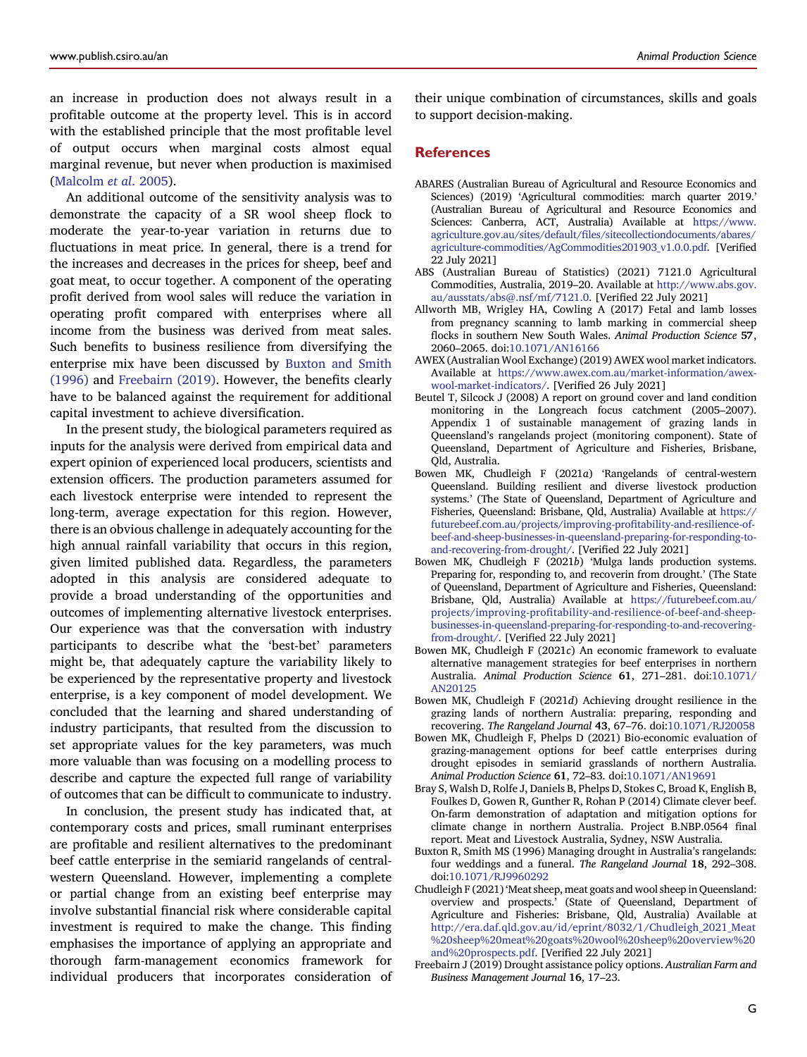an increase in production does not always result in a profitable outcome at the property level. This is in accord with the established principle that the most profitable level of output occurs when marginal costs almost equal marginal revenue, but never when production is maximised (Malcolm *et al.* 2005).

An additional outcome of the sensitivity analysis was to demonstrate the capacity of a SR wool sheep flock to moderate the year-to-year variation in returns due to fluctuations in meat price. In general, there is a trend for the increases and decreases in the prices for sheep, beef and goat meat, to occur together. A component of the operating profit derived from wool sales will reduce the variation in operating profit compared with enterprises where all income from the business was derived from meat sales. Such benefits to business resilience from diversifying the enterprise mix have been discussed by Buxton and Smith (1996) and Freebairn (2019). However, the benefits clearly have to be balanced against the requirement for additional capital investment to achieve diversification.

In the present study, the biological parameters required as inputs for the analysis were derived from empirical data and expert opinion of experienced local producers, scientists and extension officers. The production parameters assumed for each livestock enterprise were intended to represent the long-term, average expectation for this region. However, there is an obvious challenge in adequately accounting for the high annual rainfall variability that occurs in this region, given limited published data. Regardless, the parameters adopted in this analysis are considered adequate to provide a broad understanding of the opportunities and outcomes of implementing alternative livestock enterprises. Our experience was that the conversation with industry participants to describe what the 'best-bet' parameters might be, that adequately capture the variability likely to be experienced by the representative property and livestock enterprise, is a key component of model development. We concluded that the learning and shared understanding of industry participants, that resulted from the discussion to set appropriate values for the key parameters, was much more valuable than was focusing on a modelling process to describe and capture the expected full range of variability of outcomes that can be difficult to communicate to industry.

In conclusion, the present study has indicated that, at contemporary costs and prices, small ruminant enterprises are profitable and resilient alternatives to the predominant beef cattle enterprise in the semiarid rangelands of central-western Queensland. However, implementing a complete or partial change from an existing beef enterprise may involve substantial financial risk where considerable capital investment is required to make the change. This finding emphasises the importance of applying an appropriate and thorough farm-management economics framework for individual producers that incorporates consideration of their unique combination of circumstances, skills and goals to support decision-making.

## References

ABARES (Australian Bureau of Agricultural and Resource Economics and Sciences) (2019) 'Agricultural commodities: march quarter 2019.' (Australian Bureau of Agricultural and Resource Economics and Sciences: Canberra, ACT, Australia) Available at https://www.agriculture.gov.au/sites/default/files/sitecollectiondocuments/abares/agriculture-commodities/AgCommodities201903_v1.0.0.pdf. [Verified 22 July 2021]

ABS (Australian Bureau of Statistics) (2021) 7121.0 Agricultural Commodities, Australia, 2019–20. Available at http://www.abs.gov.au/ausstats/abs@.nsf/mf/7121.0. [Verified 22 July 2021]

Allworth MB, Wrigley HA, Cowling A (2017) Fetal and lamb losses from pregnancy scanning to lamb marking in commercial sheep flocks in southern New South Wales. *Animal Production Science* **57**, 2060–2065. doi:10.1071/AN16166

AWEX (Australian Wool Exchange) (2019) AWEX wool market indicators. Available at https://www.awex.com.au/market-information/awex-wool-market-indicators/. [Verified 26 July 2021]

Beutel T, Silcock J (2008) A report on ground cover and land condition monitoring in the Longreach focus catchment (2005–2007). Appendix 1 of sustainable management of grazing lands in Queensland's rangelands project (monitoring component). State of Queensland, Department of Agriculture and Fisheries, Brisbane, Qld, Australia.

Bowen MK, Chudleigh F (2021*a*) 'Rangelands of central-western Queensland. Building resilient and diverse livestock production systems.' (The State of Queensland, Department of Agriculture and Fisheries, Queensland: Brisbane, Qld, Australia) Available at https://futurebeef.com.au/projects/improving-profitability-and-resilience-of-beef-and-sheep-businesses-in-queensland-preparing-for-responding-to-and-recovering-from-drought/. [Verified 22 July 2021]

Bowen MK, Chudleigh F (2021*b*) 'Mulga lands production systems. Preparing for, responding to, and recoverin from drought.' (The State of Queensland, Department of Agriculture and Fisheries, Queensland: Brisbane, Qld, Australia) Available at https://futurebeef.com.au/projects/improving-profitability-and-resilience-of-beef-and-sheep-businesses-in-queensland-preparing-for-responding-to-and-recovering-from-drought/. [Verified 22 July 2021]

Bowen MK, Chudleigh F (2021*c*) An economic framework to evaluate alternative management strategies for beef enterprises in northern Australia. *Animal Production Science* **61**, 271–281. doi:10.1071/AN20125

Bowen MK, Chudleigh F (2021*d*) Achieving drought resilience in the grazing lands of northern Australia: preparing, responding and recovering. *The Rangeland Journal* **43**, 67–76. doi:10.1071/RJ20058

Bowen MK, Chudleigh F, Phelps D (2021) Bio-economic evaluation of grazing-management options for beef cattle enterprises during drought episodes in semiarid grasslands of northern Australia. *Animal Production Science* **61**, 72–83. doi:10.1071/AN19691

Bray S, Walsh D, Rolfe J, Daniels B, Phelps D, Stokes C, Broad K, English B, Foulkes D, Gowen R, Gunther R, Rohan P (2014) Climate clever beef. On-farm demonstration of adaptation and mitigation options for climate change in northern Australia. Project B.NBP.0564 final report. Meat and Livestock Australia, Sydney, NSW Australia.

Buxton R, Smith MS (1996) Managing drought in Australia's rangelands: four weddings and a funeral. *The Rangeland Journal* **18**, 292–308. doi:10.1071/RJ9960292

Chudleigh F (2021) 'Meat sheep, meat goats and wool sheep in Queensland: overview and prospects.' (State of Queensland, Department of Agriculture and Fisheries: Brisbane, Qld, Australia) Available at http://era.daf.qld.gov.au/id/eprint/8032/1/Chudleigh_2021_Meat%20sheep%20meat%20goats%20wool%20sheep%20overview%20and%20prospects.pdf. [Verified 22 July 2021]

Freebairn J (2019) Drought assistance policy options. *Australian Farm and Business Management Journal* **16**, 17–23.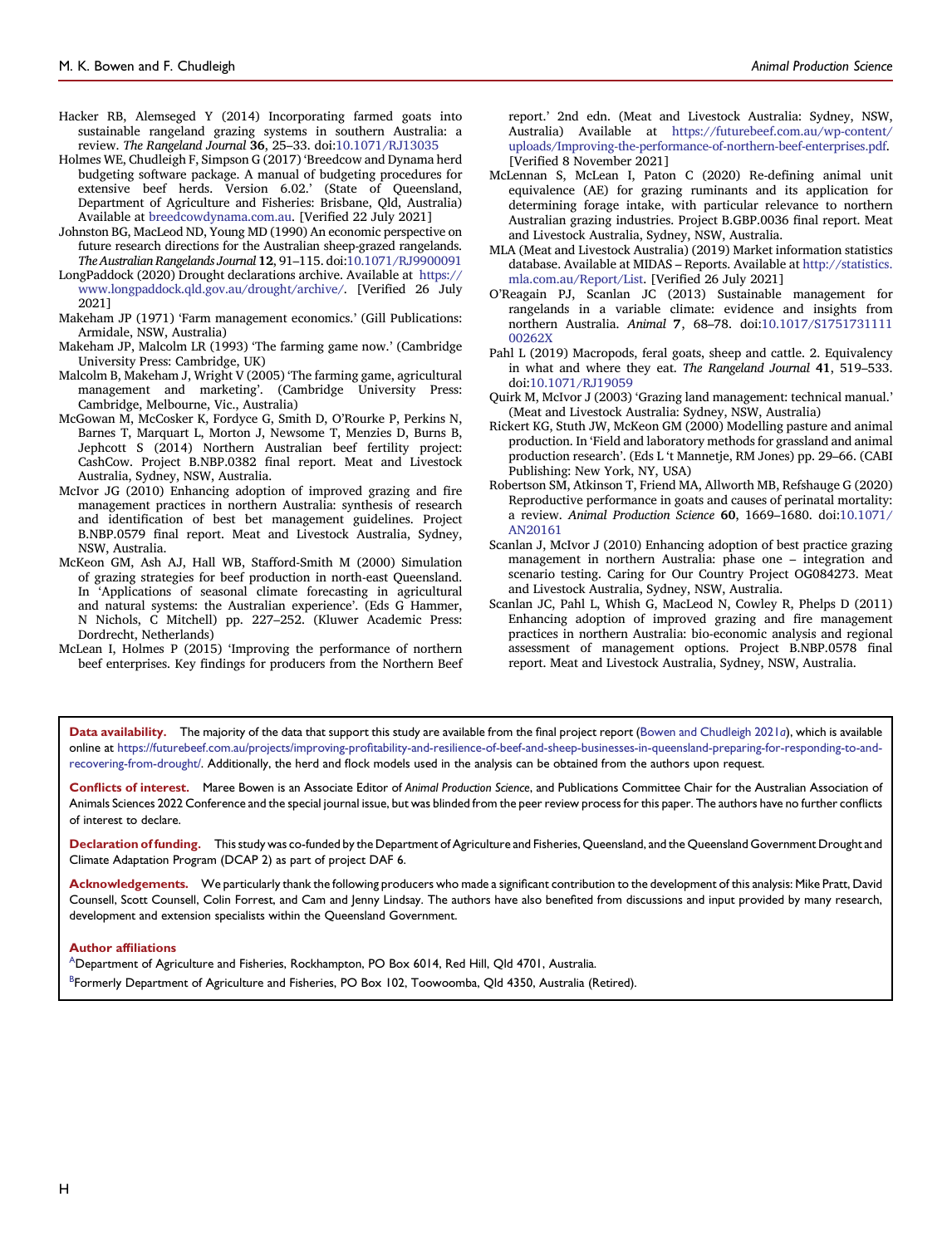Hacker RB, Alemseged Y (2014) Incorporating farmed goats into sustainable rangeland grazing systems in southern Australia: a review. *The Rangeland Journal* **36**, 25–33. doi:10.1071/RJ13035

Holmes WE, Chudleigh F, Simpson G (2017) 'Breedcow and Dynama herd budgeting software package. A manual of budgeting procedures for extensive beef herds. Version 6.02.' (State of Queensland, Department of Agriculture and Fisheries: Brisbane, Qld, Australia) Available at breedcowdynama.com.au. [Verified 22 July 2021]

Johnston BG, MacLeod ND, Young MD (1990) An economic perspective on future research directions for the Australian sheep-grazed rangelands. *The Australian Rangelands Journal* **12**, 91–115. doi:10.1071/RJ9900091

LongPaddock (2020) Drought declarations archive. Available at https://www.longpaddock.qld.gov.au/drought/archive/. [Verified 26 July 2021]

Makeham JP (1971) 'Farm management economics.' (Gill Publications: Armidale, NSW, Australia)

Makeham JP, Malcolm LR (1993) 'The farming game now.' (Cambridge University Press: Cambridge, UK)

Malcolm B, Makeham J, Wright V (2005) 'The farming game, agricultural management and marketing'. (Cambridge University Press: Cambridge, Melbourne, Vic., Australia)

McGowan M, McCosker K, Fordyce G, Smith D, O'Rourke P, Perkins N, Barnes T, Marquart L, Morton J, Newsome T, Menzies D, Burns B, Jephcott S (2014) Northern Australian beef fertility project: CashCow. Project B.NBP.0382 final report. Meat and Livestock Australia, Sydney, NSW, Australia.

McIvor JG (2010) Enhancing adoption of improved grazing and fire management practices in northern Australia: synthesis of research and identification of best bet management guidelines. Project B.NBP.0579 final report. Meat and Livestock Australia, Sydney, NSW, Australia.

McKeon GM, Ash AJ, Hall WB, Stafford-Smith M (2000) Simulation of grazing strategies for beef production in north-east Queensland. In 'Applications of seasonal climate forecasting in agricultural and natural systems: the Australian experience'. (Eds G Hammer, N Nichols, C Mitchell) pp. 227–252. (Kluwer Academic Press: Dordrecht, Netherlands)

McLean I, Holmes P (2015) 'Improving the performance of northern beef enterprises. Key findings for producers from the Northern Beef report.' 2nd edn. (Meat and Livestock Australia: Sydney, NSW, Australia) Available at https://futurebeef.com.au/wp-content/uploads/Improving-the-performance-of-northern-beef-enterprises.pdf. [Verified 8 November 2021]

McLennan S, McLean I, Paton C (2020) Re-defining animal unit equivalence (AE) for grazing ruminants and its application for determining forage intake, with particular relevance to northern Australian grazing industries. Project B.GBP.0036 final report. Meat and Livestock Australia, Sydney, NSW, Australia.

MLA (Meat and Livestock Australia) (2019) Market information statistics database. Available at MIDAS – Reports. Available at http://statistics.mla.com.au/Report/List. [Verified 26 July 2021]

O'Reagain PJ, Scanlan JC (2013) Sustainable management for rangelands in a variable climate: evidence and insights from northern Australia. *Animal* **7**, 68–78. doi:10.1017/S175173111100262X

Pahl L (2019) Macropods, feral goats, sheep and cattle. 2. Equivalency in what and where they eat. *The Rangeland Journal* **41**, 519–533. doi:10.1071/RJ19059

Quirk M, McIvor J (2003) 'Grazing land management: technical manual.' (Meat and Livestock Australia: Sydney, NSW, Australia)

Rickert KG, Stuth JW, McKeon GM (2000) Modelling pasture and animal production. In 'Field and laboratory methods for grassland and animal production research'. (Eds L 't Mannetje, RM Jones) pp. 29–66. (CABI Publishing: New York, NY, USA)

Robertson SM, Atkinson T, Friend MA, Allworth MB, Refshauge G (2020) Reproductive performance in goats and causes of perinatal mortality: a review. *Animal Production Science* **60**, 1669–1680. doi:10.1071/AN20161

Scanlan J, McIvor J (2010) Enhancing adoption of best practice grazing management in northern Australia: phase one – integration and scenario testing. Caring for Our Country Project OG084273. Meat and Livestock Australia, Sydney, NSW, Australia.

Scanlan JC, Pahl L, Whish G, MacLeod N, Cowley R, Phelps D (2011) Enhancing adoption of improved grazing and fire management practices in northern Australia: bio-economic analysis and regional assessment of management options. Project B.NBP.0578 final report. Meat and Livestock Australia, Sydney, NSW, Australia.

**Data availability.** The majority of the data that support this study are available from the final project report (Bowen and Chudleigh 2021*a*), which is available online at https://futurebeef.com.au/projects/improving-profitability-and-resilience-of-beef-and-sheep-businesses-in-queensland-preparing-for-responding-to-and-recovering-from-drought/. Additionally, the herd and flock models used in the analysis can be obtained from the authors upon request.

**Conflicts of interest.** Maree Bowen is an Associate Editor of *Animal Production Science*, and Publications Committee Chair for the Australian Association of Animals Sciences 2022 Conference and the special journal issue, but was blinded from the peer review process for this paper. The authors have no further conflicts of interest to declare.

**Declaration of funding.** This study was co-funded by the Department of Agriculture and Fisheries, Queensland, and the Queensland Government Drought and Climate Adaptation Program (DCAP 2) as part of project DAF 6.

**Acknowledgements.** We particularly thank the following producers who made a significant contribution to the development of this analysis: Mike Pratt, David Counsell, Scott Counsell, Colin Forrest, and Cam and Jenny Lindsay. The authors have also benefited from discussions and input provided by many research, development and extension specialists within the Queensland Government.

**Author affiliations**

[A]Department of Agriculture and Fisheries, Rockhampton, PO Box 6014, Red Hill, Qld 4701, Australia.

[B]Formerly Department of Agriculture and Fisheries, PO Box 102, Toowoomba, Qld 4350, Australia (Retired).